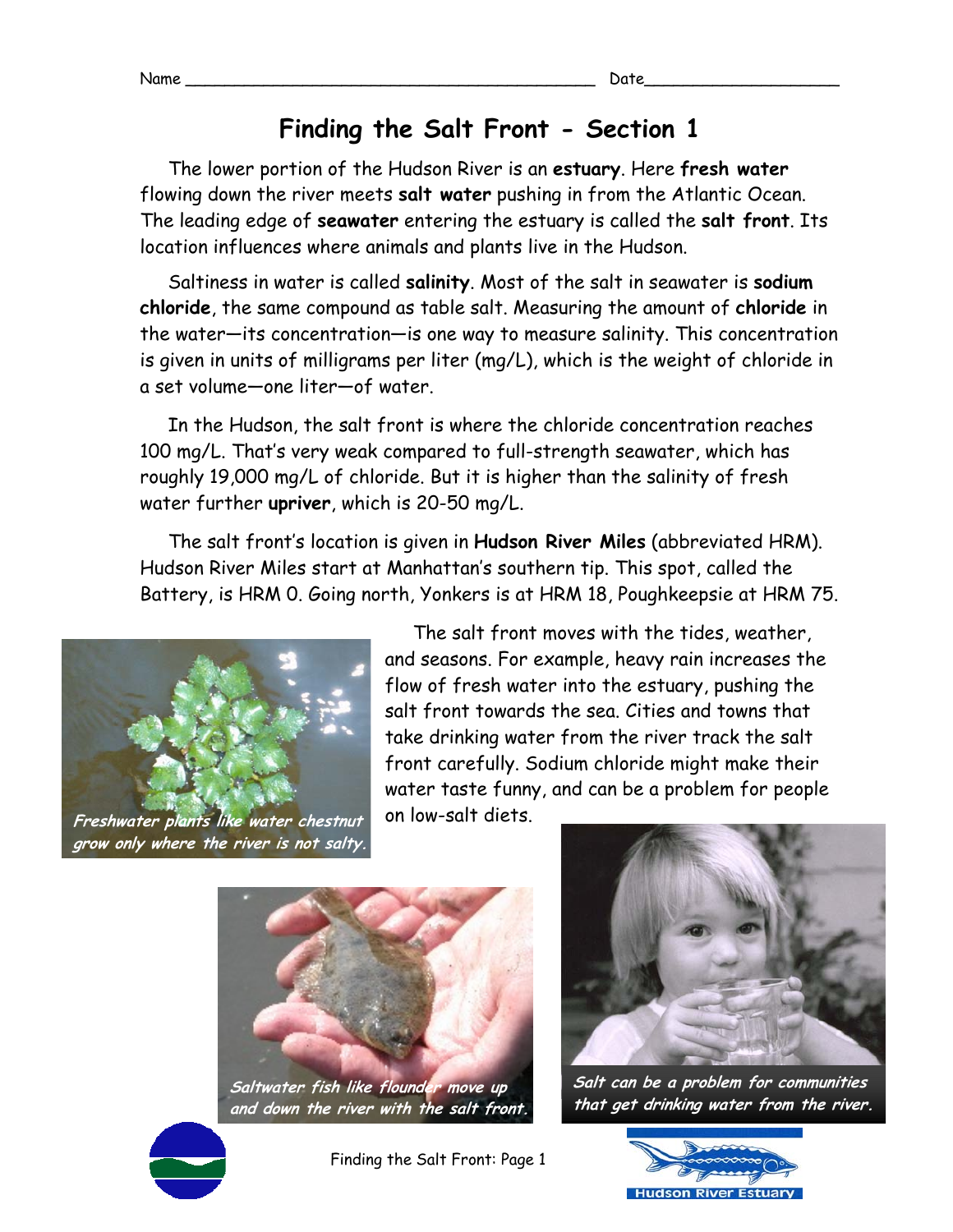Name ________________________________________ Date__________________

# Finding the Salt Front - Section 1

The lower portion of the Hudson River is an **estuary**. Here **fresh water** flowing down the river meets **salt water** pushing in from the Atlantic Ocean. The leading edge of **seawater** entering the estuary is called the **salt front**. Its location influences where animals and plants live in the Hudson.

Saltiness in water is called **salinity**. Most of the salt in seawater is **sodium chloride**, the same compound as table salt. Measuring the amount of **chloride** in the water—its concentration—is one way to measure salinity. This concentration is given in units of milligrams per liter (mg/L), which is the weight of chloride in a set volume—one liter—of water.

In the Hudson, the salt front is where the chloride concentration reaches 100 mg/L. That's very weak compared to full-strength seawater, which has roughly 19,000 mg/L of chloride. But it is higher than the salinity of fresh water further **upriver**, which is 20-50 mg/L.

The salt front's location is given in **Hudson River Miles** (abbreviated HRM). Hudson River Miles start at Manhattan's southern tip. This spot, called the Battery, is HRM 0. Going north, Yonkers is at HRM 18, Poughkeepsie at HRM 75.

*Freshwater plants like water chestnut grow only where the river is not salty.*

The salt front moves with the tides, weather, and seasons. For example, heavy rain increases the flow of fresh water into the estuary, pushing the salt front towards the sea. Cities and towns that take drinking water from the river track the salt front carefully. Sodium chloride might make their water taste funny, and can be a problem for people on low-salt diets.

*Saltwater fish like flounder move up and down the river with the salt front.*

*Salt can be a problem for communities that get drinking water from the river.*

Hudson River Estuary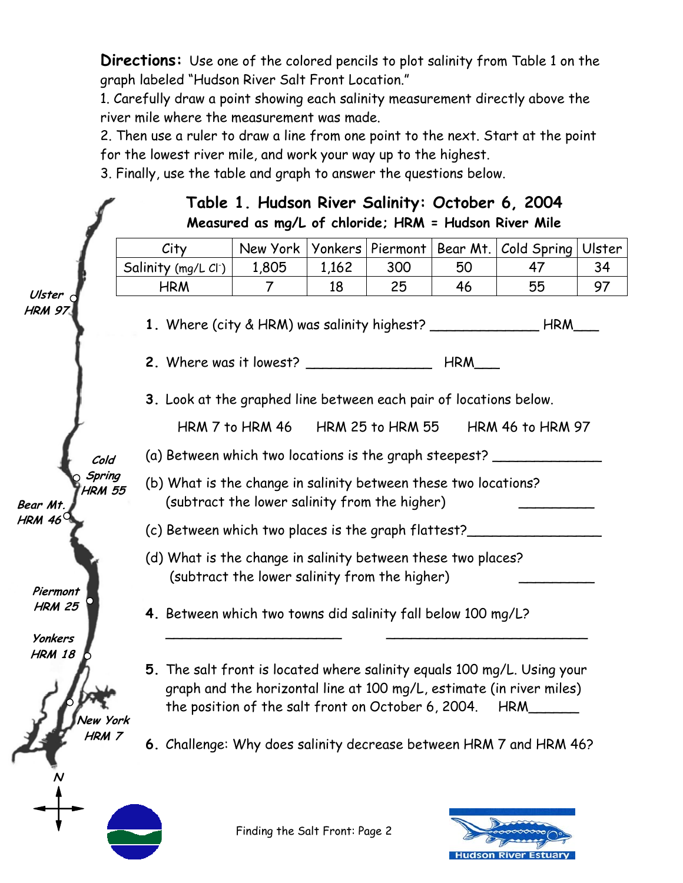**Directions:** Use one of the colored pencils to plot salinity from Table 1 on the graph labeled "Hudson River Salt Front Location."

1. Carefully draw a point showing each salinity measurement directly above the river mile where the measurement was made.
2. Then use a ruler to draw a line from one point to the next. Start at the point for the lowest river mile, and work your way up to the highest.
3. Finally, use the table and graph to answer the questions below.

Ulster HRM 97

Cold Spring HRM 55

Bear Mt. HRM 46

Piermont HRM 25

Yonkers HRM 18

New York HRM 7

N

## Table 1. Hudson River Salinity: October 6, 2004

**Measured as mg/L of chloride; HRM = Hudson River Mile**

| City | New York | Yonkers | Piermont | Bear Mt. | Cold Spring | Ulster |
|---|---|---|---|---|---|---|
| Salinity (mg/L $Cl^-$) | 1,805 | 1,162 | 300 | 50 | 47 | 34 |
| HRM | 7 | 18 | 25 | 46 | 55 | 97 |

**1.** Where (city & HRM) was salinity highest? _____________ HRM___

**2.** Where was it lowest? _______________ HRM___

**3.** Look at the graphed line between each pair of locations below.

HRM 7 to HRM 46 HRM 25 to HRM 55 HRM 46 to HRM 97

(a) Between which two locations is the graph steepest? _____________

(b) What is the change in salinity between these two locations? (subtract the lower salinity from the higher) _________

(c) Between which two places is the graph flattest?________________

(d) What is the change in salinity between these two places? (subtract the lower salinity from the higher) _________

**4.** Between which two towns did salinity fall below 100 mg/L?

_____________________ _________________________

**5.** The salt front is located where salinity equals 100 mg/L. Using your graph and the horizontal line at 100 mg/L, estimate (in river miles) the position of the salt front on October 6, 2004. HRM______

**6.** Challenge: Why does salinity decrease between HRM 7 and HRM 46?

Hudson River Estuary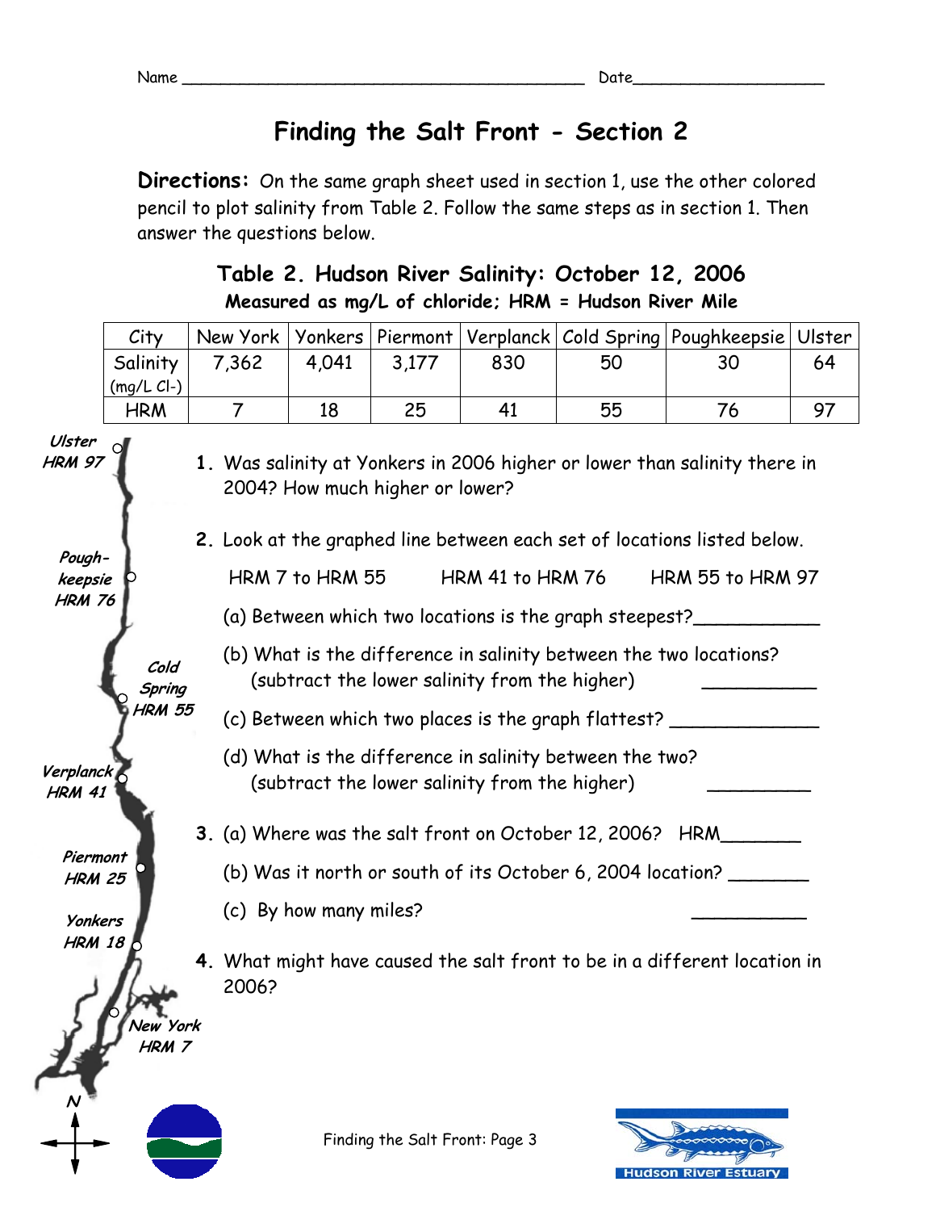Name ________________________________________ Date___________________

# Finding the Salt Front - Section 2

**Directions:** On the same graph sheet used in section 1, use the other colored pencil to plot salinity from Table 2. Follow the same steps as in section 1. Then answer the questions below.

### Table 2. Hudson River Salinity: October 12, 2006

**Measured as mg/L of chloride; HRM = Hudson River Mile**

| City | New York | Yonkers | Piermont | Verplanck | Cold Spring | Poughkeepsie | Ulster |
|---|---|---|---|---|---|---|---|
| Salinity (mg/L Cl-) | 7,362 | 4,041 | 3,177 | 830 | 50 | 30 | 64 |
| HRM | 7 | 18 | 25 | 41 | 55 | 76 | 97 |

Ulster HRM 97

Pough-keepsie HRM 76

Cold Spring HRM 55

Verplanck HRM 41

Piermont HRM 25

Yonkers HRM 18

New York HRM 7

N

1. Was salinity at Yonkers in 2006 higher or lower than salinity there in 2004? How much higher or lower?

2. Look at the graphed line between each set of locations listed below.

   HRM 7 to HRM 55 HRM 41 to HRM 76 HRM 55 to HRM 97

   (a) Between which two locations is the graph steepest?___________

   (b) What is the difference in salinity between the two locations? (subtract the lower salinity from the higher) __________

   (c) Between which two places is the graph flattest? _____________

   (d) What is the difference in salinity between the two? (subtract the lower salinity from the higher) _________

3. (a) Where was the salt front on October 12, 2006? HRM_______

   (b) Was it north or south of its October 6, 2004 location? _______

   (c) By how many miles? __________

4. What might have caused the salt front to be in a different location in 2006?

Hudson River Estuary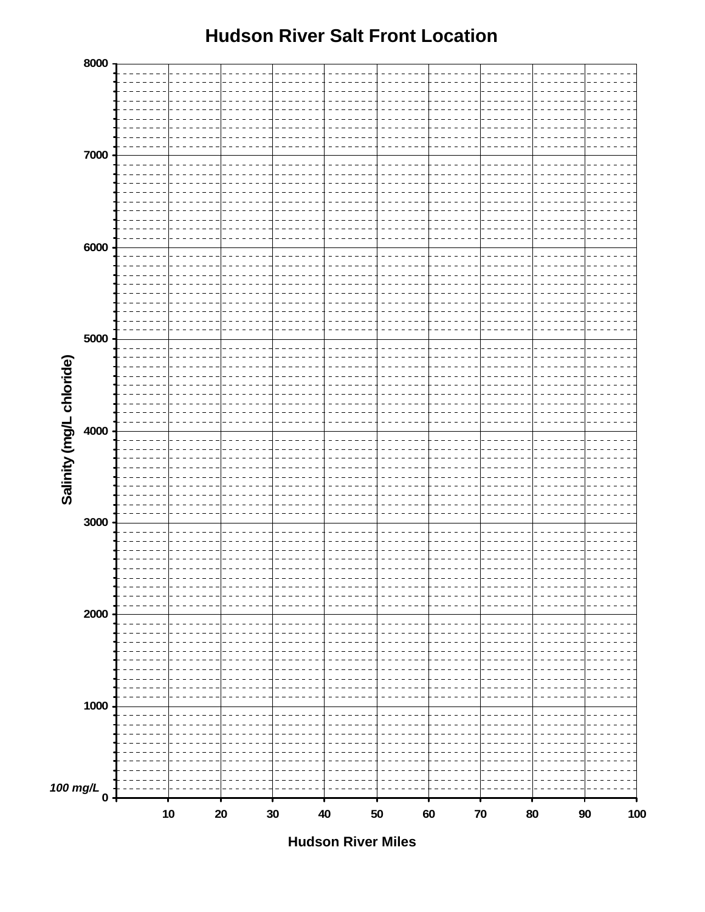# Hudson River Salt Front Location

Salinity (mg/L chloride)

8000
7000
6000
5000
4000
3000
2000
1000
*100 mg/L*
0

10
20
30
40
50
60
70
80
90
100

Hudson River Miles